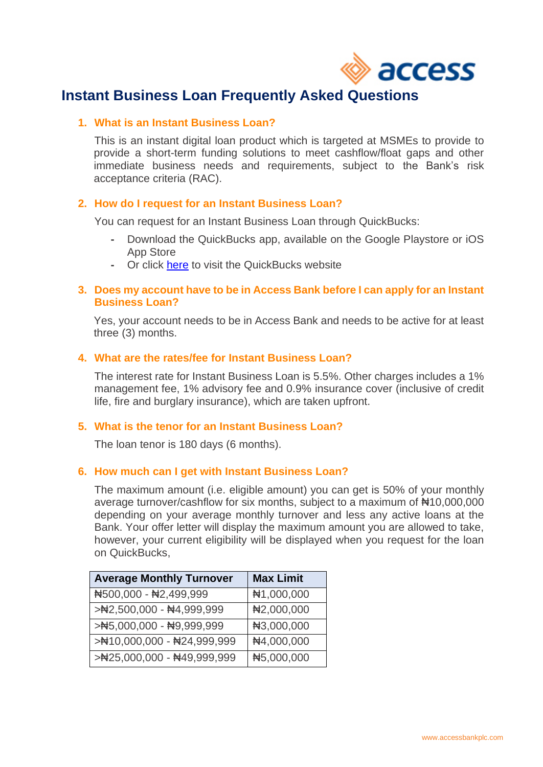# Instant Business Loan Frequently Asked Questions

## 1. What is an Instant Business Loan?

This is an instant digital loan product which is targeted at MSMEs to provide to provide a short-term funding solutions to meet cashflow/float gaps and other immediate business needs and requirements, subject to the Bank's risk acceptance criteria (RAC).

## 2. How do I request for an Instant Business Loan?

You can request for an Instant Business Loan through QuickBucks:

- Download the QuickBucks app, available on the Google Playstore or iOS App Store
- Or click here to visit the QuickBucks website

## 3. Does my account have to be in Access Bank before I can apply for an Instant Business Loan?

Yes, your account needs to be in Access Bank and needs to be active for at least three (3) months.

## 4. What are the rates/fee for Instant Business Loan?

The interest rate for Instant Business Loan is 5.5%. Other charges includes a 1% management fee, 1% advisory fee and 0.9% insurance cover (inclusive of credit life, fire and burglary insurance), which are taken upfront.

## 5. What is the tenor for an Instant Business Loan?

The loan tenor is 180 days (6 months).

## 6. How much can I get with Instant Business Loan?

The maximum amount (i.e. eligible amount) you can get is 50% of your monthly average turnover/cashflow for six months, subject to a maximum of ₦10,000,000 depending on your average monthly turnover and less any active loans at the Bank. Your offer letter will display the maximum amount you are allowed to take, however, your current eligibility will be displayed when you request for the loan on QuickBucks,

| Average Monthly Turnover | Max Limit |
|---|---|
| ₦500,000 - ₦2,499,999 | ₦1,000,000 |
| >₦2,500,000 - ₦4,999,999 | ₦2,000,000 |
| >₦5,000,000 - ₦9,999,999 | ₦3,000,000 |
| >₦10,000,000 - ₦24,999,999 | ₦4,000,000 |
| >₦25,000,000 - ₦49,999,999 | ₦5,000,000 |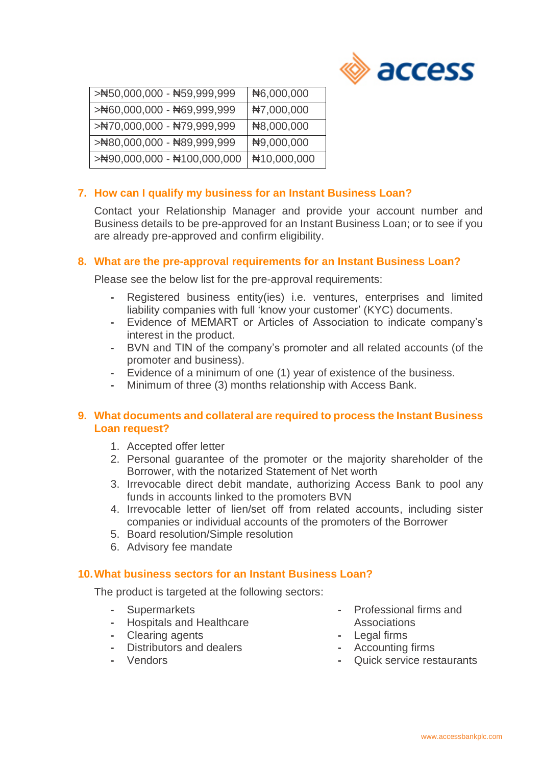| >₦50,000,000 - ₦59,999,999 | ₦6,000,000 |
|---|---|
| >₦60,000,000 - ₦69,999,999 | ₦7,000,000 |
| >₦70,000,000 - ₦79,999,999 | ₦8,000,000 |
| >₦80,000,000 - ₦89,999,999 | ₦9,000,000 |
| >₦90,000,000 - ₦100,000,000 | ₦10,000,000 |

### 7. How can I qualify my business for an Instant Business Loan?

Contact your Relationship Manager and provide your account number and Business details to be pre-approved for an Instant Business Loan; or to see if you are already pre-approved and confirm eligibility.

### 8. What are the pre-approval requirements for an Instant Business Loan?

Please see the below list for the pre-approval requirements:

- Registered business entity(ies) i.e. ventures, enterprises and limited liability companies with full 'know your customer' (KYC) documents.
- Evidence of MEMART or Articles of Association to indicate company's interest in the product.
- BVN and TIN of the company's promoter and all related accounts (of the promoter and business).
- Evidence of a minimum of one (1) year of existence of the business.
- Minimum of three (3) months relationship with Access Bank.

### 9. What documents and collateral are required to process the Instant Business Loan request?

1. Accepted offer letter
2. Personal guarantee of the promoter or the majority shareholder of the Borrower, with the notarized Statement of Net worth
3. Irrevocable direct debit mandate, authorizing Access Bank to pool any funds in accounts linked to the promoters BVN
4. Irrevocable letter of lien/set off from related accounts, including sister companies or individual accounts of the promoters of the Borrower
5. Board resolution/Simple resolution
6. Advisory fee mandate

### 10. What business sectors for an Instant Business Loan?

The product is targeted at the following sectors:

- Supermarkets
- Hospitals and Healthcare
- Clearing agents
- Distributors and dealers
- Vendors
- Professional firms and Associations
- Legal firms
- Accounting firms
- Quick service restaurants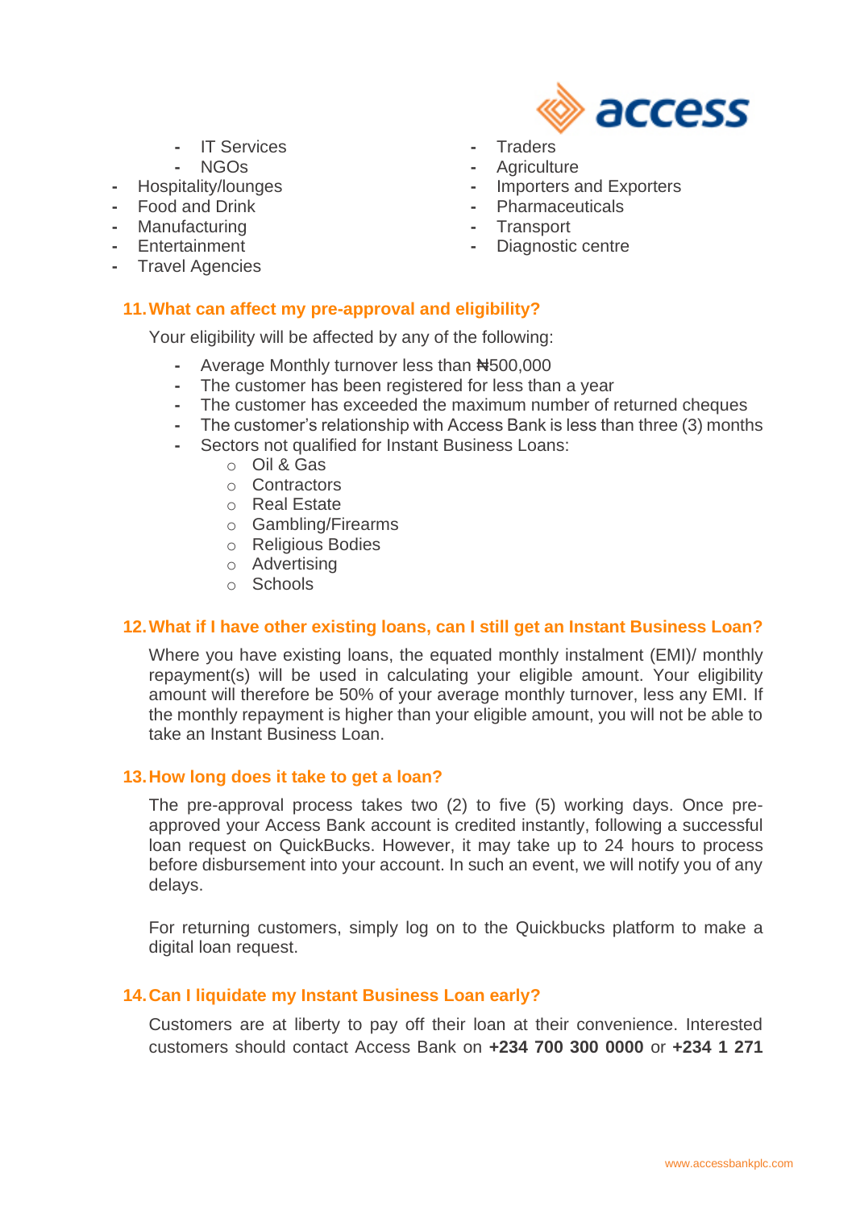- IT Services
- NGOs
- Hospitality/lounges
- Food and Drink
- Manufacturing
- Entertainment
- Travel Agencies
- Traders
- Agriculture
- Importers and Exporters
- Pharmaceuticals
- Transport
- Diagnostic centre

## 11. What can affect my pre-approval and eligibility?

Your eligibility will be affected by any of the following:

- Average Monthly turnover less than ₦500,000
- The customer has been registered for less than a year
- The customer has exceeded the maximum number of returned cheques
- The customer's relationship with Access Bank is less than three (3) months
- Sectors not qualified for Instant Business Loans:
  - Oil & Gas
  - Contractors
  - Real Estate
  - Gambling/Firearms
  - Religious Bodies
  - Advertising
  - Schools

## 12. What if I have other existing loans, can I still get an Instant Business Loan?

Where you have existing loans, the equated monthly instalment (EMI)/ monthly repayment(s) will be used in calculating your eligible amount. Your eligibility amount will therefore be 50% of your average monthly turnover, less any EMI. If the monthly repayment is higher than your eligible amount, you will not be able to take an Instant Business Loan.

## 13. How long does it take to get a loan?

The pre-approval process takes two (2) to five (5) working days. Once pre-approved your Access Bank account is credited instantly, following a successful loan request on QuickBucks. However, it may take up to 24 hours to process before disbursement into your account. In such an event, we will notify you of any delays.

For returning customers, simply log on to the Quickbucks platform to make a digital loan request.

## 14. Can I liquidate my Instant Business Loan early?

Customers are at liberty to pay off their loan at their convenience. Interested customers should contact Access Bank on **+234 700 300 0000** or **+234 1 271**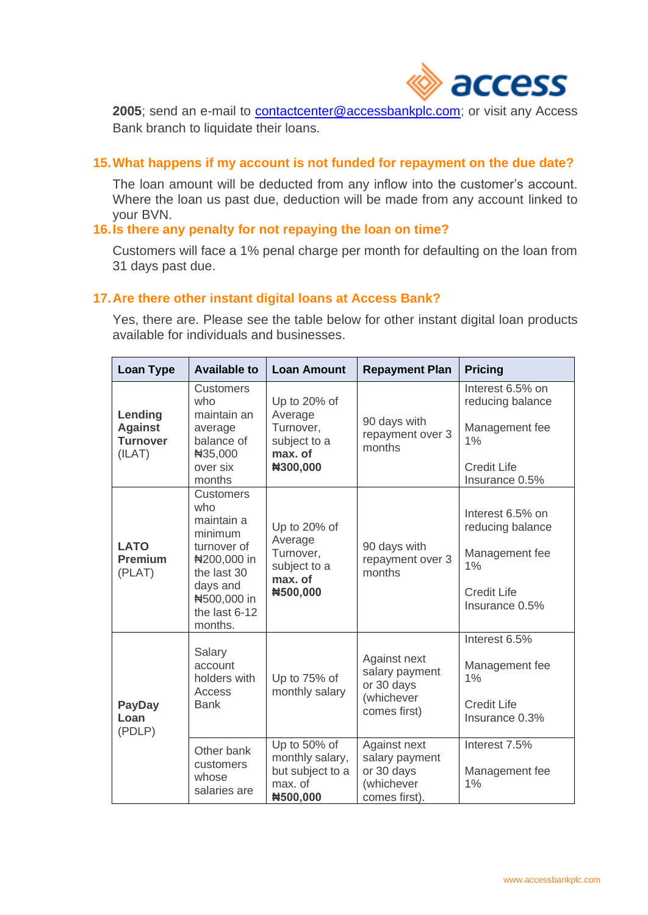**2005**; send an e-mail to contactcenter@accessbankplc.com; or visit any Access Bank branch to liquidate their loans.

## 15. What happens if my account is not funded for repayment on the due date?

The loan amount will be deducted from any inflow into the customer's account. Where the loan us past due, deduction will be made from any account linked to your BVN.

## 16. Is there any penalty for not repaying the loan on time?

Customers will face a 1% penal charge per month for defaulting on the loan from 31 days past due.

## 17. Are there other instant digital loans at Access Bank?

Yes, there are. Please see the table below for other instant digital loan products available for individuals and businesses.

| Loan Type | Available to | Loan Amount | Repayment Plan | Pricing |
|---|---|---|---|---|
| **Lending Against Turnover** (ILAT) | Customers who maintain an average balance of ₦35,000 over six months | Up to 20% of Average Turnover, subject to a **max. of ₦300,000** | 90 days with repayment over 3 months | Interest 6.5% on reducing balance<br><br>Management fee 1%<br><br>Credit Life Insurance 0.5% |
| **LATO Premium** (PLAT) | Customers who maintain a minimum turnover of ₦200,000 in the last 30 days and ₦500,000 in the last 6-12 months. | Up to 20% of Average Turnover, subject to a **max. of ₦500,000** | 90 days with repayment over 3 months | Interest 6.5% on reducing balance<br><br>Management fee 1%<br><br>Credit Life Insurance 0.5% |
| **PayDay Loan** (PDLP) | Salary account holders with Access Bank | Up to 75% of monthly salary | Against next salary payment or 30 days (whichever comes first) | Interest 6.5%<br><br>Management fee 1%<br><br>Credit Life Insurance 0.3% |
| | Other bank customers whose salaries are | Up to 50% of monthly salary, but subject to a max. of **₦500,000** | Against next salary payment or 30 days (whichever comes first). | Interest 7.5%<br><br>Management fee 1% |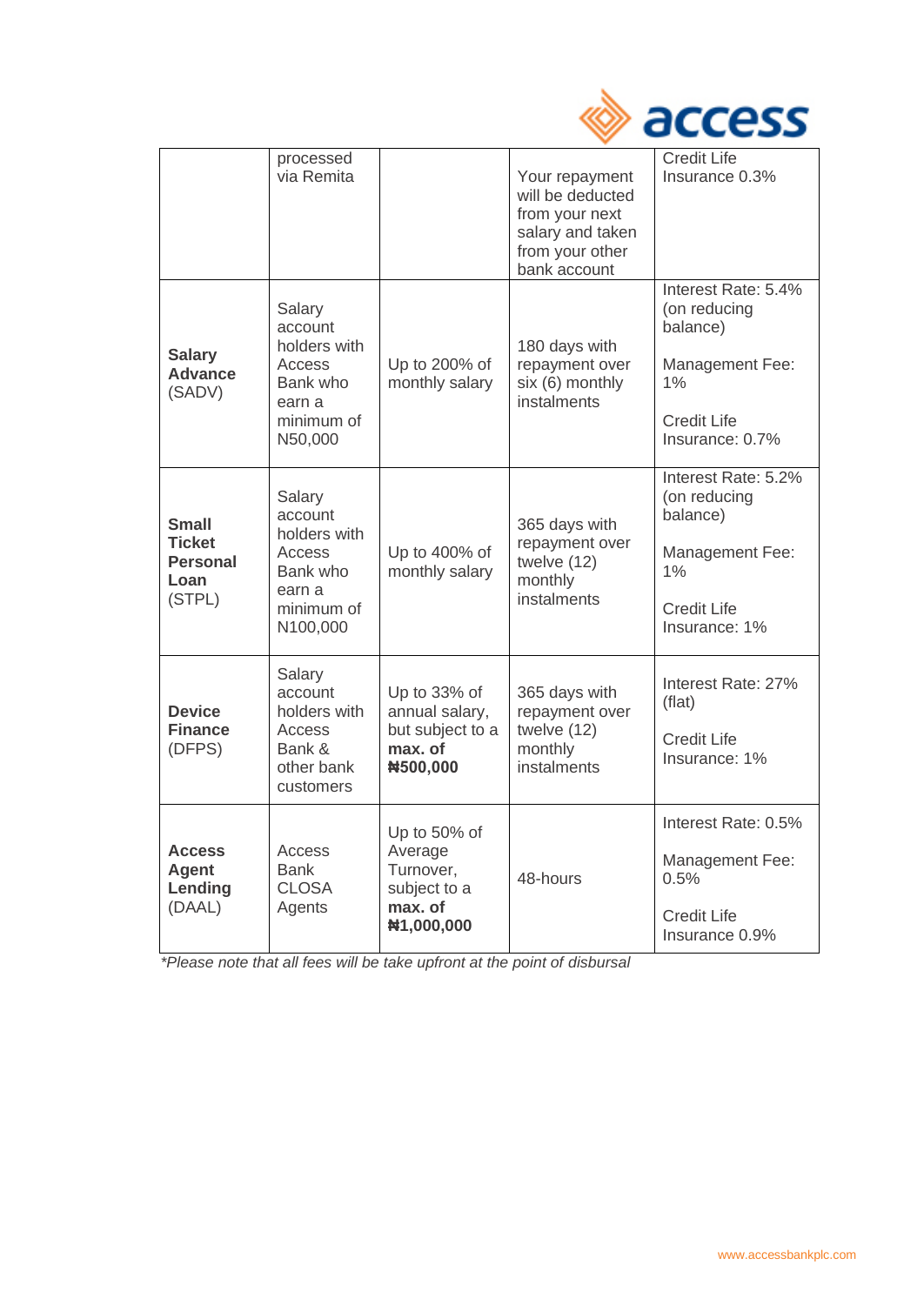| | | | | |
|---|---|---|---|---|
| | processed via Remita | | Your repayment will be deducted from your next salary and taken from your other bank account | Credit Life Insurance 0.3% |
| **Salary Advance** (SADV) | Salary account holders with Access Bank who earn a minimum of N50,000 | Up to 200% of monthly salary | 180 days with repayment over six (6) monthly instalments | Interest Rate: 5.4% (on reducing balance)<br><br>Management Fee: 1%<br><br>Credit Life Insurance: 0.7% |
| **Small Ticket Personal Loan** (STPL) | Salary account holders with Access Bank who earn a minimum of N100,000 | Up to 400% of monthly salary | 365 days with repayment over twelve (12) monthly instalments | Interest Rate: 5.2% (on reducing balance)<br><br>Management Fee: 1%<br><br>Credit Life Insurance: 1% |
| **Device Finance** (DFPS) | Salary account holders with Access Bank & other bank customers | Up to 33% of annual salary, but subject to a **max. of ₦500,000** | 365 days with repayment over twelve (12) monthly instalments | Interest Rate: 27% (flat)<br><br>Credit Life Insurance: 1% |
| **Access Agent Lending** (DAAL) | Access Bank CLOSA Agents | Up to 50% of Average Turnover, subject to a **max. of ₦1,000,000** | 48-hours | Interest Rate: 0.5%<br><br>Management Fee: 0.5%<br><br>Credit Life Insurance 0.9% |

*\*Please note that all fees will be take upfront at the point of disbursal*